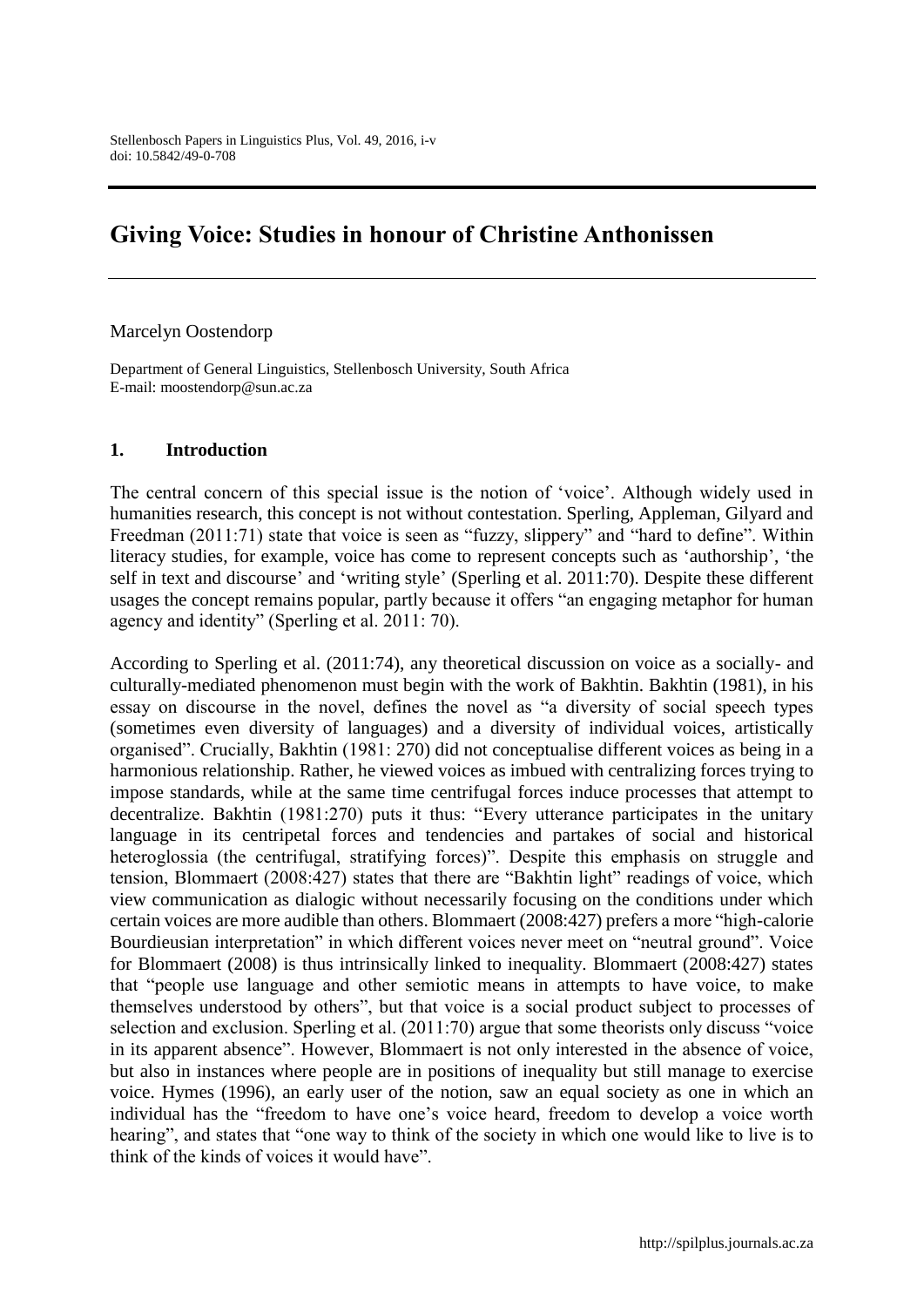# Giving Voice: Studies in honour of Christine Anthonissen

Marcelyn Oostendorp

Department of General Linguistics, Stellenbosch University, South Africa
E-mail: moostendorp@sun.ac.za

## 1. Introduction

The central concern of this special issue is the notion of 'voice'. Although widely used in humanities research, this concept is not without contestation. Sperling, Appleman, Gilyard and Freedman (2011:71) state that voice is seen as "fuzzy, slippery" and "hard to define". Within literacy studies, for example, voice has come to represent concepts such as 'authorship', 'the self in text and discourse' and 'writing style' (Sperling et al. 2011:70). Despite these different usages the concept remains popular, partly because it offers "an engaging metaphor for human agency and identity" (Sperling et al. 2011: 70).

According to Sperling et al. (2011:74), any theoretical discussion on voice as a socially- and culturally-mediated phenomenon must begin with the work of Bakhtin. Bakhtin (1981), in his essay on discourse in the novel, defines the novel as "a diversity of social speech types (sometimes even diversity of languages) and a diversity of individual voices, artistically organised". Crucially, Bakhtin (1981: 270) did not conceptualise different voices as being in a harmonious relationship. Rather, he viewed voices as imbued with centralizing forces trying to impose standards, while at the same time centrifugal forces induce processes that attempt to decentralize. Bakhtin (1981:270) puts it thus: "Every utterance participates in the unitary language in its centripetal forces and tendencies and partakes of social and historical heteroglossia (the centrifugal, stratifying forces)". Despite this emphasis on struggle and tension, Blommaert (2008:427) states that there are "Bakhtin light" readings of voice, which view communication as dialogic without necessarily focusing on the conditions under which certain voices are more audible than others. Blommaert (2008:427) prefers a more "high-calorie Bourdieusian interpretation" in which different voices never meet on "neutral ground". Voice for Blommaert (2008) is thus intrinsically linked to inequality. Blommaert (2008:427) states that "people use language and other semiotic means in attempts to have voice, to make themselves understood by others", but that voice is a social product subject to processes of selection and exclusion. Sperling et al. (2011:70) argue that some theorists only discuss "voice in its apparent absence". However, Blommaert is not only interested in the absence of voice, but also in instances where people are in positions of inequality but still manage to exercise voice. Hymes (1996), an early user of the notion, saw an equal society as one in which an individual has the "freedom to have one's voice heard, freedom to develop a voice worth hearing", and states that "one way to think of the society in which one would like to live is to think of the kinds of voices it would have".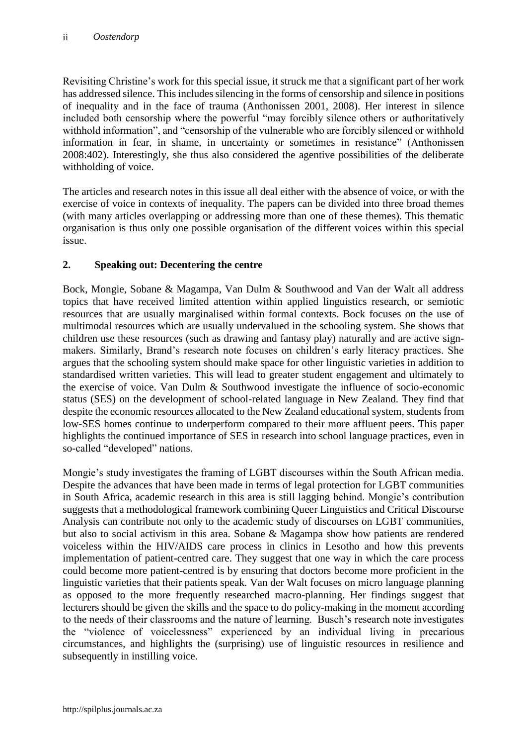Revisiting Christine's work for this special issue, it struck me that a significant part of her work has addressed silence. This includes silencing in the forms of censorship and silence in positions of inequality and in the face of trauma (Anthonissen 2001, 2008). Her interest in silence included both censorship where the powerful "may forcibly silence others or authoritatively withhold information", and "censorship of the vulnerable who are forcibly silenced or withhold information in fear, in shame, in uncertainty or sometimes in resistance" (Anthonissen 2008:402). Interestingly, she thus also considered the agentive possibilities of the deliberate withholding of voice.

The articles and research notes in this issue all deal either with the absence of voice, or with the exercise of voice in contexts of inequality. The papers can be divided into three broad themes (with many articles overlapping or addressing more than one of these themes). This thematic organisation is thus only one possible organisation of the different voices within this special issue.

## 2. Speaking out: Decentering the centre

Bock, Mongie, Sobane & Magampa, Van Dulm & Southwood and Van der Walt all address topics that have received limited attention within applied linguistics research, or semiotic resources that are usually marginalised within formal contexts. Bock focuses on the use of multimodal resources which are usually undervalued in the schooling system. She shows that children use these resources (such as drawing and fantasy play) naturally and are active sign-makers. Similarly, Brand's research note focuses on children's early literacy practices. She argues that the schooling system should make space for other linguistic varieties in addition to standardised written varieties. This will lead to greater student engagement and ultimately to the exercise of voice. Van Dulm & Southwood investigate the influence of socio-economic status (SES) on the development of school-related language in New Zealand. They find that despite the economic resources allocated to the New Zealand educational system, students from low-SES homes continue to underperform compared to their more affluent peers. This paper highlights the continued importance of SES in research into school language practices, even in so-called "developed" nations.

Mongie's study investigates the framing of LGBT discourses within the South African media. Despite the advances that have been made in terms of legal protection for LGBT communities in South Africa, academic research in this area is still lagging behind. Mongie's contribution suggests that a methodological framework combining Queer Linguistics and Critical Discourse Analysis can contribute not only to the academic study of discourses on LGBT communities, but also to social activism in this area. Sobane & Magampa show how patients are rendered voiceless within the HIV/AIDS care process in clinics in Lesotho and how this prevents implementation of patient-centred care. They suggest that one way in which the care process could become more patient-centred is by ensuring that doctors become more proficient in the linguistic varieties that their patients speak. Van der Walt focuses on micro language planning as opposed to the more frequently researched macro-planning. Her findings suggest that lecturers should be given the skills and the space to do policy-making in the moment according to the needs of their classrooms and the nature of learning. Busch's research note investigates the "violence of voicelessness" experienced by an individual living in precarious circumstances, and highlights the (surprising) use of linguistic resources in resilience and subsequently in instilling voice.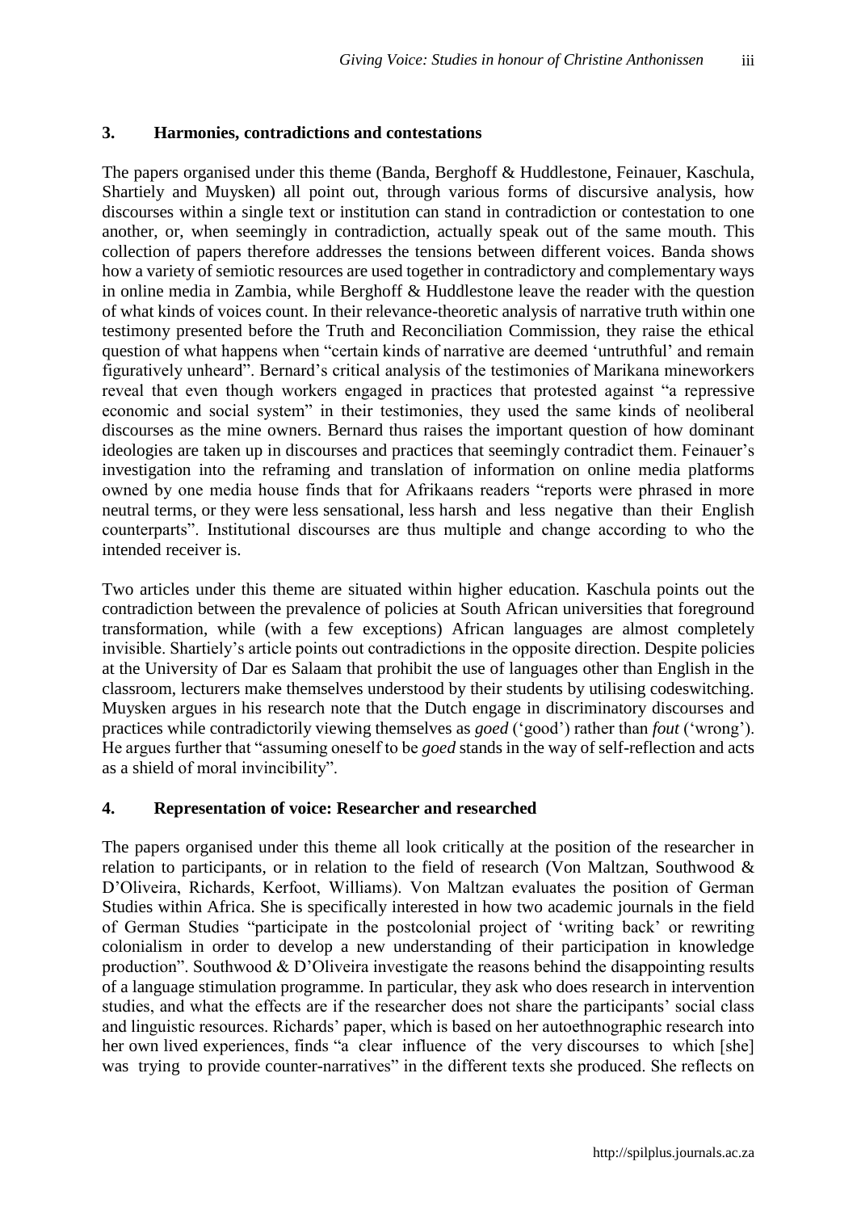## 3. Harmonies, contradictions and contestations

The papers organised under this theme (Banda, Berghoff & Huddlestone, Feinauer, Kaschula, Shartiely and Muysken) all point out, through various forms of discursive analysis, how discourses within a single text or institution can stand in contradiction or contestation to one another, or, when seemingly in contradiction, actually speak out of the same mouth. This collection of papers therefore addresses the tensions between different voices. Banda shows how a variety of semiotic resources are used together in contradictory and complementary ways in online media in Zambia, while Berghoff & Huddlestone leave the reader with the question of what kinds of voices count. In their relevance-theoretic analysis of narrative truth within one testimony presented before the Truth and Reconciliation Commission, they raise the ethical question of what happens when "certain kinds of narrative are deemed 'untruthful' and remain figuratively unheard". Bernard's critical analysis of the testimonies of Marikana mineworkers reveal that even though workers engaged in practices that protested against "a repressive economic and social system" in their testimonies, they used the same kinds of neoliberal discourses as the mine owners. Bernard thus raises the important question of how dominant ideologies are taken up in discourses and practices that seemingly contradict them. Feinauer's investigation into the reframing and translation of information on online media platforms owned by one media house finds that for Afrikaans readers "reports were phrased in more neutral terms, or they were less sensational, less harsh and less negative than their English counterparts". Institutional discourses are thus multiple and change according to who the intended receiver is.

Two articles under this theme are situated within higher education. Kaschula points out the contradiction between the prevalence of policies at South African universities that foreground transformation, while (with a few exceptions) African languages are almost completely invisible. Shartiely's article points out contradictions in the opposite direction. Despite policies at the University of Dar es Salaam that prohibit the use of languages other than English in the classroom, lecturers make themselves understood by their students by utilising codeswitching. Muysken argues in his research note that the Dutch engage in discriminatory discourses and practices while contradictorily viewing themselves as *goed* ('good') rather than *fout* ('wrong'). He argues further that "assuming oneself to be *goed* stands in the way of self-reflection and acts as a shield of moral invincibility".

## 4. Representation of voice: Researcher and researched

The papers organised under this theme all look critically at the position of the researcher in relation to participants, or in relation to the field of research (Von Maltzan, Southwood & D'Oliveira, Richards, Kerfoot, Williams). Von Maltzan evaluates the position of German Studies within Africa. She is specifically interested in how two academic journals in the field of German Studies "participate in the postcolonial project of 'writing back' or rewriting colonialism in order to develop a new understanding of their participation in knowledge production". Southwood & D'Oliveira investigate the reasons behind the disappointing results of a language stimulation programme. In particular, they ask who does research in intervention studies, and what the effects are if the researcher does not share the participants' social class and linguistic resources. Richards' paper, which is based on her autoethnographic research into her own lived experiences, finds "a clear influence of the very discourses to which [she] was trying to provide counter-narratives" in the different texts she produced. She reflects on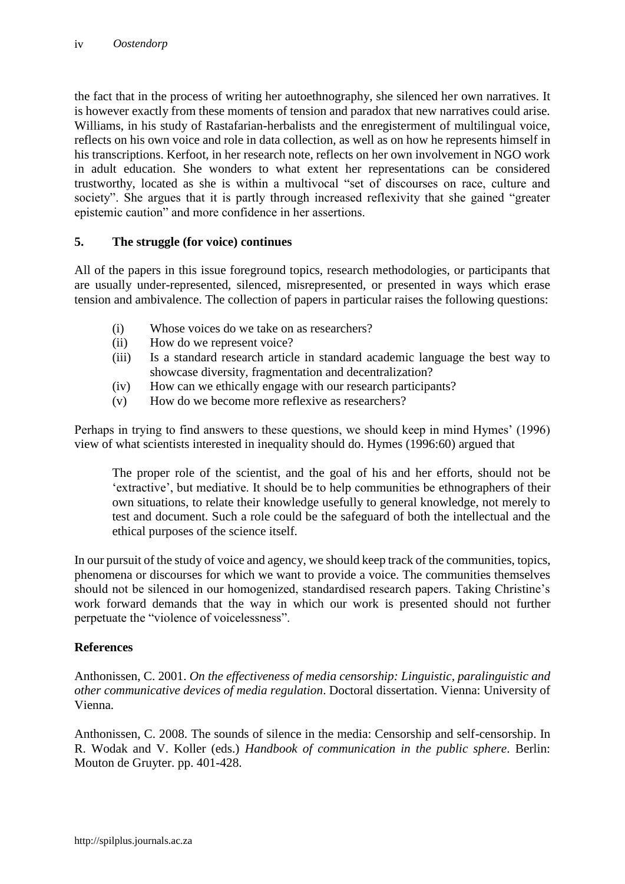the fact that in the process of writing her autoethnography, she silenced her own narratives. It is however exactly from these moments of tension and paradox that new narratives could arise. Williams, in his study of Rastafarian-herbalists and the enregisterment of multilingual voice, reflects on his own voice and role in data collection, as well as on how he represents himself in his transcriptions. Kerfoot, in her research note, reflects on her own involvement in NGO work in adult education. She wonders to what extent her representations can be considered trustworthy, located as she is within a multivocal "set of discourses on race, culture and society". She argues that it is partly through increased reflexivity that she gained "greater epistemic caution" and more confidence in her assertions.

## 5. The struggle (for voice) continues

All of the papers in this issue foreground topics, research methodologies, or participants that are usually under-represented, silenced, misrepresented, or presented in ways which erase tension and ambivalence. The collection of papers in particular raises the following questions:

(i) Whose voices do we take on as researchers?
(ii) How do we represent voice?
(iii) Is a standard research article in standard academic language the best way to showcase diversity, fragmentation and decentralization?
(iv) How can we ethically engage with our research participants?
(v) How do we become more reflexive as researchers?

Perhaps in trying to find answers to these questions, we should keep in mind Hymes' (1996) view of what scientists interested in inequality should do. Hymes (1996:60) argued that

> The proper role of the scientist, and the goal of his and her efforts, should not be 'extractive', but mediative. It should be to help communities be ethnographers of their own situations, to relate their knowledge usefully to general knowledge, not merely to test and document. Such a role could be the safeguard of both the intellectual and the ethical purposes of the science itself.

In our pursuit of the study of voice and agency, we should keep track of the communities, topics, phenomena or discourses for which we want to provide a voice. The communities themselves should not be silenced in our homogenized, standardised research papers. Taking Christine's work forward demands that the way in which our work is presented should not further perpetuate the "violence of voicelessness".

## References

Anthonissen, C. 2001. *On the effectiveness of media censorship: Linguistic, paralinguistic and other communicative devices of media regulation*. Doctoral dissertation. Vienna: University of Vienna.

Anthonissen, C. 2008. The sounds of silence in the media: Censorship and self-censorship. In R. Wodak and V. Koller (eds.) *Handbook of communication in the public sphere*. Berlin: Mouton de Gruyter. pp. 401-428.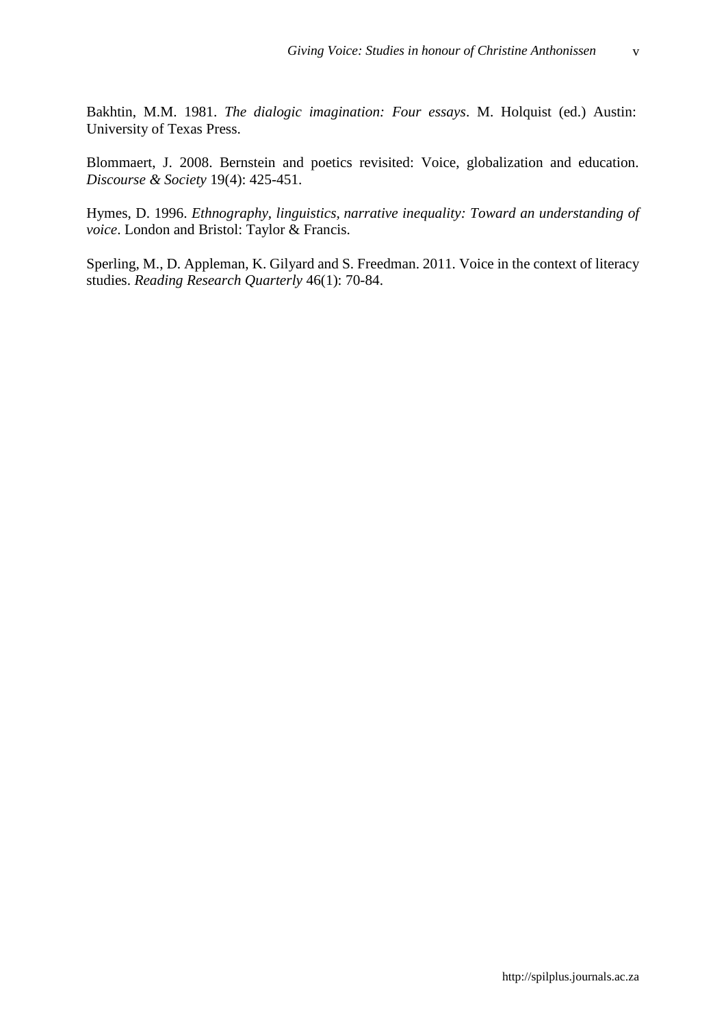Bakhtin, M.M. 1981. *The dialogic imagination: Four essays*. M. Holquist (ed.) Austin: University of Texas Press.

Blommaert, J. 2008. Bernstein and poetics revisited: Voice, globalization and education. *Discourse & Society* 19(4): 425-451.

Hymes, D. 1996. *Ethnography, linguistics, narrative inequality: Toward an understanding of voice*. London and Bristol: Taylor & Francis.

Sperling, M., D. Appleman, K. Gilyard and S. Freedman. 2011. Voice in the context of literacy studies. *Reading Research Quarterly* 46(1): 70-84.